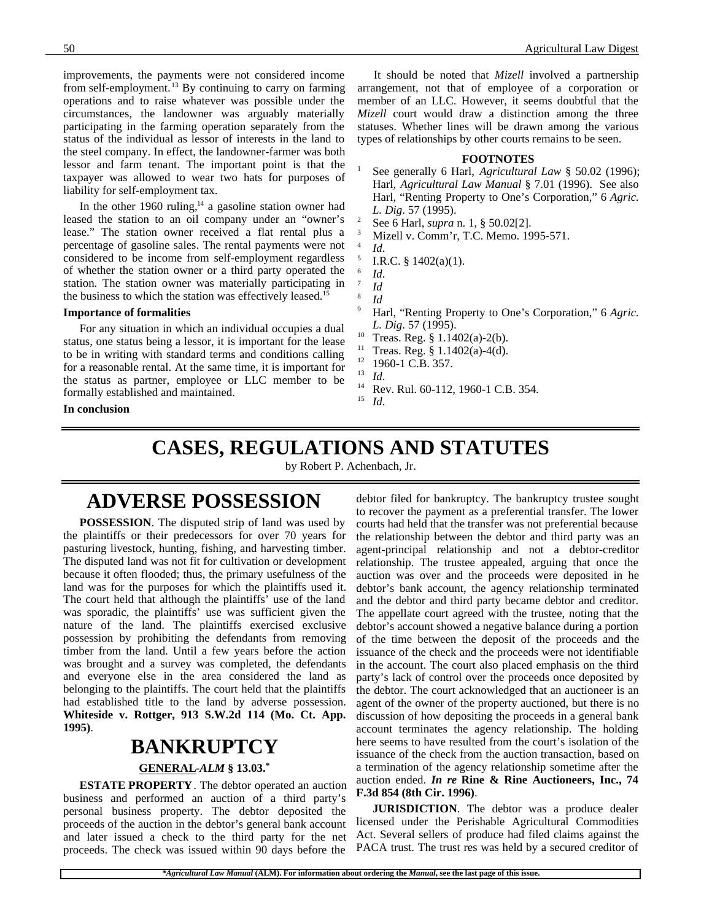improvements, the payments were not considered income from self-employment.[13] By continuing to carry on farming operations and to raise whatever was possible under the circumstances, the landowner was arguably materially participating in the farming operation separately from the status of the individual as lessor of interests in the land to the steel company. In effect, the landowner-farmer was both lessor and farm tenant. The important point is that the taxpayer was allowed to wear two hats for purposes of liability for self-employment tax.

In the other 1960 ruling,[14] a gasoline station owner had leased the station to an oil company under an "owner's lease." The station owner received a flat rental plus a percentage of gasoline sales. The rental payments were not considered to be income from self-employment regardless of whether the station owner or a third party operated the station. The station owner was materially participating in the business to which the station was effectively leased.[15]

**Importance of formalities**

For any situation in which an individual occupies a dual status, one status being a lessor, it is important for the lease to be in writing with standard terms and conditions calling for a reasonable rental. At the same time, it is important for the status as partner, employee or LLC member to be formally established and maintained.

**In conclusion**

It should be noted that *Mizell* involved a partnership arrangement, not that of employee of a corporation or member of an LLC. However, it seems doubtful that the *Mizell* court would draw a distinction among the three statuses. Whether lines will be drawn among the various types of relationships by other courts remains to be seen.

**FOOTNOTES**

1. See generally 6 Harl, *Agricultural Law* § 50.02 (1996); Harl, *Agricultural Law Manual* § 7.01 (1996). See also Harl, "Renting Property to One's Corporation," 6 *Agric. L. Dig*. 57 (1995).
2. See 6 Harl, *supra* n. 1, § 50.02[2].
3. Mizell v. Comm'r, T.C. Memo. 1995-571.
4. *Id*.
5. I.R.C. § 1402(a)(1).
6. *Id*.
7. *Id*
8. *Id*
9. Harl, "Renting Property to One's Corporation," 6 *Agric. L. Dig*. 57 (1995).
10. Treas. Reg. § 1.1402(a)-2(b).
11. Treas. Reg. § 1.1402(a)-4(d).
12. 1960-1 C.B. 357.
13. *Id*.
14. Rev. Rul. 60-112, 1960-1 C.B. 354.
15. *Id*.

# CASES, REGULATIONS AND STATUTES

by Robert P. Achenbach, Jr.

## ADVERSE POSSESSION

**POSSESSION**. The disputed strip of land was used by the plaintiffs or their predecessors for over 70 years for pasturing livestock, hunting, fishing, and harvesting timber. The disputed land was not fit for cultivation or development because it often flooded; thus, the primary usefulness of the land was for the purposes for which the plaintiffs used it. The court held that although the plaintiffs' use of the land was sporadic, the plaintiffs' use was sufficient given the nature of the land. The plaintiffs exercised exclusive possession by prohibiting the defendants from removing timber from the land. Until a few years before the action was brought and a survey was completed, the defendants and everyone else in the area considered the land as belonging to the plaintiffs. The court held that the plaintiffs had established title to the land by adverse possession. **Whiteside v. Rottger, 913 S.W.2d 114 (Mo. Ct. App. 1995)**.

## BANKRUPTCY

### GENERAL -*ALM* § 13.03.*

**ESTATE PROPERTY**. The debtor operated an auction business and performed an auction of a third party's personal business property. The debtor deposited the proceeds of the auction in the debtor's general bank account and later issued a check to the third party for the net proceeds. The check was issued within 90 days before the debtor filed for bankruptcy. The bankruptcy trustee sought to recover the payment as a preferential transfer. The lower courts had held that the transfer was not preferential because the relationship between the debtor and third party was an agent-principal relationship and not a debtor-creditor relationship. The trustee appealed, arguing that once the auction was over and the proceeds were deposited in he debtor's bank account, the agency relationship terminated and the debtor and third party became debtor and creditor. The appellate court agreed with the trustee, noting that the debtor's account showed a negative balance during a portion of the time between the deposit of the proceeds and the issuance of the check and the proceeds were not identifiable in the account. The court also placed emphasis on the third party's lack of control over the proceeds once deposited by the debtor. The court acknowledged that an auctioneer is an agent of the owner of the property auctioned, but there is no discussion of how depositing the proceeds in a general bank account terminates the agency relationship. The holding here seems to have resulted from the court's isolation of the issuance of the check from the auction transaction, based on a termination of the agency relationship sometime after the auction ended. ***In re* Rine & Rine Auctioneers, Inc., 74 F.3d 854 (8th Cir. 1996)**.

**JURISDICTION**. The debtor was a produce dealer licensed under the Perishable Agricultural Commodities Act. Several sellers of produce had filed claims against the PACA trust. The trust res was held by a secured creditor of

*\*Agricultural Law Manual* (ALM). For information about ordering the *Manual*, see the last page of this issue.*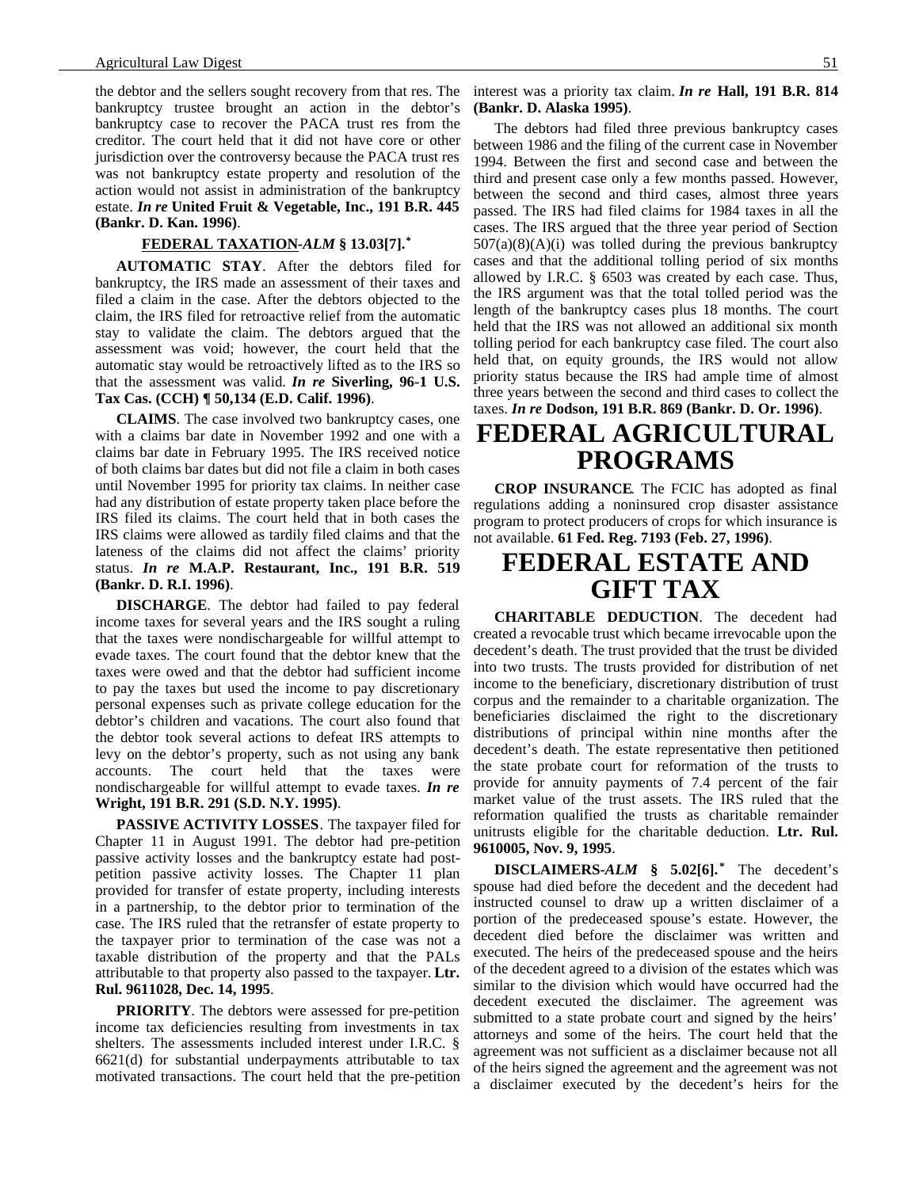the debtor and the sellers sought recovery from that res. The bankruptcy trustee brought an action in the debtor's bankruptcy case to recover the PACA trust res from the creditor. The court held that it did not have core or other jurisdiction over the controversy because the PACA trust res was not bankruptcy estate property and resolution of the action would not assist in administration of the bankruptcy estate. ***In re* United Fruit & Vegetable, Inc., 191 B.R. 445 (Bankr. D. Kan. 1996)**.

### FEDERAL TAXATION-*ALM* § 13.03[7].*

**AUTOMATIC STAY**. After the debtors filed for bankruptcy, the IRS made an assessment of their taxes and filed a claim in the case. After the debtors objected to the claim, the IRS filed for retroactive relief from the automatic stay to validate the claim. The debtors argued that the assessment was void; however, the court held that the automatic stay would be retroactively lifted as to the IRS so that the assessment was valid. ***In re* Siverling, 96-1 U.S. Tax Cas. (CCH) ¶ 50,134 (E.D. Calif. 1996)**.

**CLAIMS**. The case involved two bankruptcy cases, one with a claims bar date in November 1992 and one with a claims bar date in February 1995. The IRS received notice of both claims bar dates but did not file a claim in both cases until November 1995 for priority tax claims. In neither case had any distribution of estate property taken place before the IRS filed its claims. The court held that in both cases the IRS claims were allowed as tardily filed claims and that the lateness of the claims did not affect the claims' priority status. ***In re* M.A.P. Restaurant, Inc., 191 B.R. 519 (Bankr. D. R.I. 1996)**.

**DISCHARGE**. The debtor had failed to pay federal income taxes for several years and the IRS sought a ruling that the taxes were nondischargeable for willful attempt to evade taxes. The court found that the debtor knew that the taxes were owed and that the debtor had sufficient income to pay the taxes but used the income to pay discretionary personal expenses such as private college education for the debtor's children and vacations. The court also found that the debtor took several actions to defeat IRS attempts to levy on the debtor's property, such as not using any bank accounts. The court held that the taxes were nondischargeable for willful attempt to evade taxes. ***In re* Wright, 191 B.R. 291 (S.D. N.Y. 1995)**.

**PASSIVE ACTIVITY LOSSES**. The taxpayer filed for Chapter 11 in August 1991. The debtor had pre-petition passive activity losses and the bankruptcy estate had post-petition passive activity losses. The Chapter 11 plan provided for transfer of estate property, including interests in a partnership, to the debtor prior to termination of the case. The IRS ruled that the retransfer of estate property to the taxpayer prior to termination of the case was not a taxable distribution of the property and that the PALs attributable to that property also passed to the taxpayer. **Ltr. Rul. 9611028, Dec. 14, 1995**.

**PRIORITY**. The debtors were assessed for pre-petition income tax deficiencies resulting from investments in tax shelters. The assessments included interest under I.R.C. § 6621(d) for substantial underpayments attributable to tax motivated transactions. The court held that the pre-petition interest was a priority tax claim. ***In re* Hall, 191 B.R. 814 (Bankr. D. Alaska 1995)**.

The debtors had filed three previous bankruptcy cases between 1986 and the filing of the current case in November 1994. Between the first and second case and between the third and present case only a few months passed. However, between the second and third cases, almost three years passed. The IRS had filed claims for 1984 taxes in all the cases. The IRS argued that the three year period of Section 507(a)(8)(A)(i) was tolled during the previous bankruptcy cases and that the additional tolling period of six months allowed by I.R.C. § 6503 was created by each case. Thus, the IRS argument was that the total tolled period was the length of the bankruptcy cases plus 18 months. The court held that the IRS was not allowed an additional six month tolling period for each bankruptcy case filed. The court also held that, on equity grounds, the IRS would not allow priority status because the IRS had ample time of almost three years between the second and third cases to collect the taxes. ***In re* Dodson, 191 B.R. 869 (Bankr. D. Or. 1996)**.

# FEDERAL AGRICULTURAL PROGRAMS

**CROP INSURANCE**. The FCIC has adopted as final regulations adding a noninsured crop disaster assistance program to protect producers of crops for which insurance is not available. **61 Fed. Reg. 7193 (Feb. 27, 1996)**.

# FEDERAL ESTATE AND GIFT TAX

**CHARITABLE DEDUCTION**. The decedent had created a revocable trust which became irrevocable upon the decedent's death. The trust provided that the trust be divided into two trusts. The trusts provided for distribution of net income to the beneficiary, discretionary distribution of trust corpus and the remainder to a charitable organization. The beneficiaries disclaimed the right to the discretionary distributions of principal within nine months after the decedent's death. The estate representative then petitioned the state probate court for reformation of the trusts to provide for annuity payments of 7.4 percent of the fair market value of the trust assets. The IRS ruled that the reformation qualified the trusts as charitable remainder unitrusts eligible for the charitable deduction. **Ltr. Rul. 9610005, Nov. 9, 1995**.

**DISCLAIMERS-*ALM* § 5.02[6].*** The decedent's spouse had died before the decedent and the decedent had instructed counsel to draw up a written disclaimer of a portion of the predeceased spouse's estate. However, the decedent died before the disclaimer was written and executed. The heirs of the predeceased spouse and the heirs of the decedent agreed to a division of the estates which was similar to the division which would have occurred had the decedent executed the disclaimer. The agreement was submitted to a state probate court and signed by the heirs' attorneys and some of the heirs. The court held that the agreement was not sufficient as a disclaimer because not all of the heirs signed the agreement and the agreement was not a disclaimer executed by the decedent's heirs for the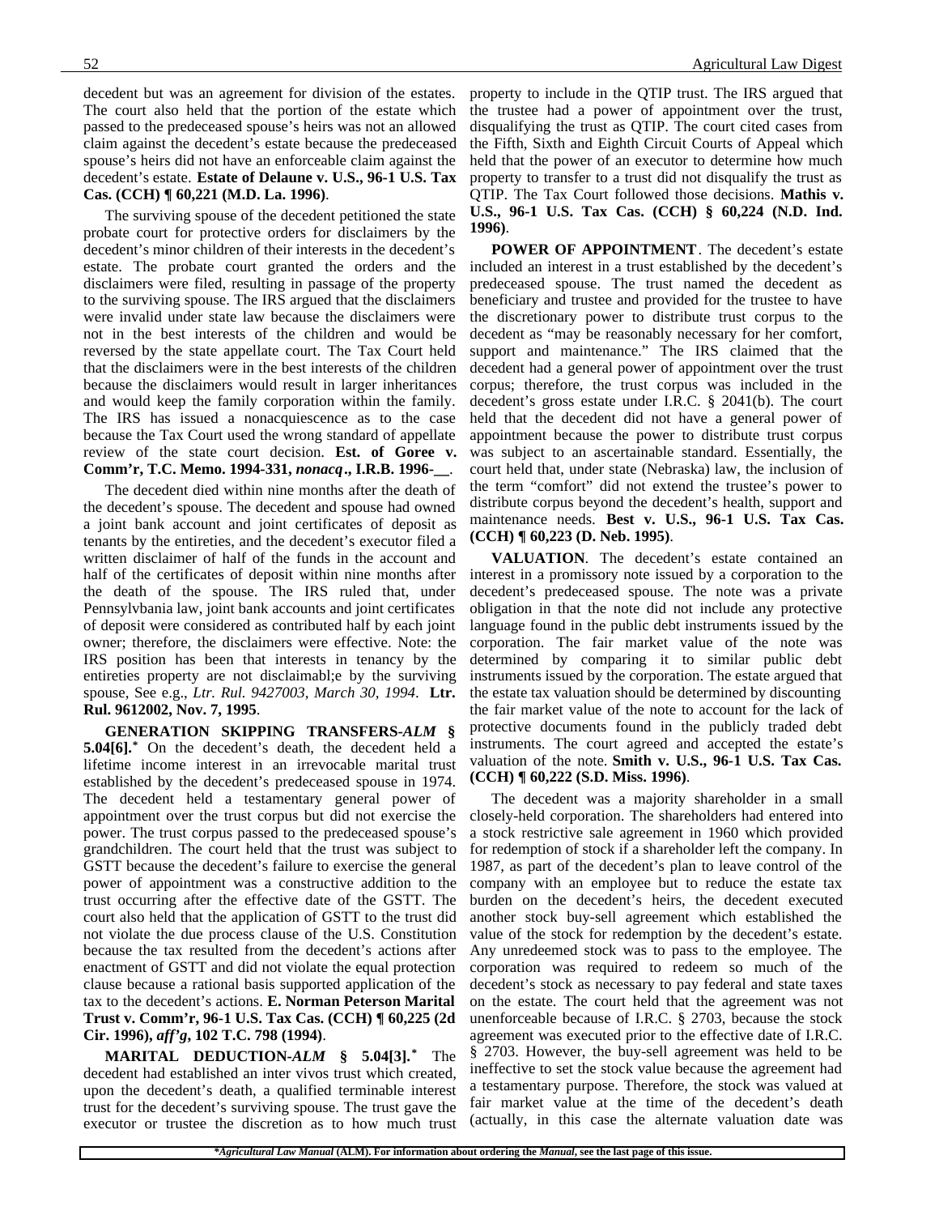decedent but was an agreement for division of the estates. The court also held that the portion of the estate which passed to the predeceased spouse's heirs was not an allowed claim against the decedent's estate because the predeceased spouse's heirs did not have an enforceable claim against the decedent's estate. **Estate of Delaune v. U.S., 96-1 U.S. Tax Cas. (CCH) ¶ 60,221 (M.D. La. 1996)**.

The surviving spouse of the decedent petitioned the state probate court for protective orders for disclaimers by the decedent's minor children of their interests in the decedent's estate. The probate court granted the orders and the disclaimers were filed, resulting in passage of the property to the surviving spouse. The IRS argued that the disclaimers were invalid under state law because the disclaimers were not in the best interests of the children and would be reversed by the state appellate court. The Tax Court held that the disclaimers were in the best interests of the children because the disclaimers would result in larger inheritances and would keep the family corporation within the family. The IRS has issued a nonacquiescence as to the case because the Tax Court used the wrong standard of appellate review of the state court decision. **Est. of Goree v. Comm'r, T.C. Memo. 1994-331, *nonacq*., I.R.B. 1996-__**.

The decedent died within nine months after the death of the decedent's spouse. The decedent and spouse had owned a joint bank account and joint certificates of deposit as tenants by the entireties, and the decedent's executor filed a written disclaimer of half of the funds in the account and half of the certificates of deposit within nine months after the death of the spouse. The IRS ruled that, under Pennsylvbania law, joint bank accounts and joint certificates of deposit were considered as contributed half by each joint owner; therefore, the disclaimers were effective. Note: the IRS position has been that interests in tenancy by the entireties property are not disclaimabl;e by the surviving spouse, See e.g., *Ltr. Rul. 9427003, March 30, 1994*. **Ltr. Rul. 9612002, Nov. 7, 1995**.

**GENERATION SKIPPING TRANSFERS-*ALM* § 5.04[6].*** On the decedent's death, the decedent held a lifetime income interest in an irrevocable marital trust established by the decedent's predeceased spouse in 1974. The decedent held a testamentary general power of appointment over the trust corpus but did not exercise the power. The trust corpus passed to the predeceased spouse's grandchildren. The court held that the trust was subject to GSTT because the decedent's failure to exercise the general power of appointment was a constructive addition to the trust occurring after the effective date of the GSTT. The court also held that the application of GSTT to the trust did not violate the due process clause of the U.S. Constitution because the tax resulted from the decedent's actions after enactment of GSTT and did not violate the equal protection clause because a rational basis supported application of the tax to the decedent's actions. **E. Norman Peterson Marital Trust v. Comm'r, 96-1 U.S. Tax Cas. (CCH) ¶ 60,225 (2d Cir. 1996), *aff'g*, 102 T.C. 798 (1994)**.

**MARITAL DEDUCTION-*ALM* § 5.04[3].*** The decedent had established an inter vivos trust which created, upon the decedent's death, a qualified terminable interest trust for the decedent's surviving spouse. The trust gave the executor or trustee the discretion as to how much trust property to include in the QTIP trust. The IRS argued that the trustee had a power of appointment over the trust, disqualifying the trust as QTIP. The court cited cases from the Fifth, Sixth and Eighth Circuit Courts of Appeal which held that the power of an executor to determine how much property to transfer to a trust did not disqualify the trust as QTIP. The Tax Court followed those decisions. **Mathis v. U.S., 96-1 U.S. Tax Cas. (CCH) § 60,224 (N.D. Ind. 1996)**.

**POWER OF APPOINTMENT**. The decedent's estate included an interest in a trust established by the decedent's predeceased spouse. The trust named the decedent as beneficiary and trustee and provided for the trustee to have the discretionary power to distribute trust corpus to the decedent as "may be reasonably necessary for her comfort, support and maintenance." The IRS claimed that the decedent had a general power of appointment over the trust corpus; therefore, the trust corpus was included in the decedent's gross estate under I.R.C. § 2041(b). The court held that the decedent did not have a general power of appointment because the power to distribute trust corpus was subject to an ascertainable standard. Essentially, the court held that, under state (Nebraska) law, the inclusion of the term "comfort" did not extend the trustee's power to distribute corpus beyond the decedent's health, support and maintenance needs. **Best v. U.S., 96-1 U.S. Tax Cas. (CCH) ¶ 60,223 (D. Neb. 1995)**.

**VALUATION**. The decedent's estate contained an interest in a promissory note issued by a corporation to the decedent's predeceased spouse. The note was a private obligation in that the note did not include any protective language found in the public debt instruments issued by the corporation. The fair market value of the note was determined by comparing it to similar public debt instruments issued by the corporation. The estate argued that the estate tax valuation should be determined by discounting the fair market value of the note to account for the lack of protective documents found in the publicly traded debt instruments. The court agreed and accepted the estate's valuation of the note. **Smith v. U.S., 96-1 U.S. Tax Cas. (CCH) ¶ 60,222 (S.D. Miss. 1996)**.

The decedent was a majority shareholder in a small closely-held corporation. The shareholders had entered into a stock restrictive sale agreement in 1960 which provided for redemption of stock if a shareholder left the company. In 1987, as part of the decedent's plan to leave control of the company with an employee but to reduce the estate tax burden on the decedent's heirs, the decedent executed another stock buy-sell agreement which established the value of the stock for redemption by the decedent's estate. Any unredeemed stock was to pass to the employee. The corporation was required to redeem so much of the decedent's stock as necessary to pay federal and state taxes on the estate. The court held that the agreement was not unenforceable because of I.R.C. § 2703, because the stock agreement was executed prior to the effective date of I.R.C. § 2703. However, the buy-sell agreement was held to be ineffective to set the stock value because the agreement had a testamentary purpose. Therefore, the stock was valued at fair market value at the time of the decedent's death (actually, in this case the alternate valuation date was

---

****Agricultural Law Manual* (ALM). For information about ordering the *Manual*, see the last page of this issue.**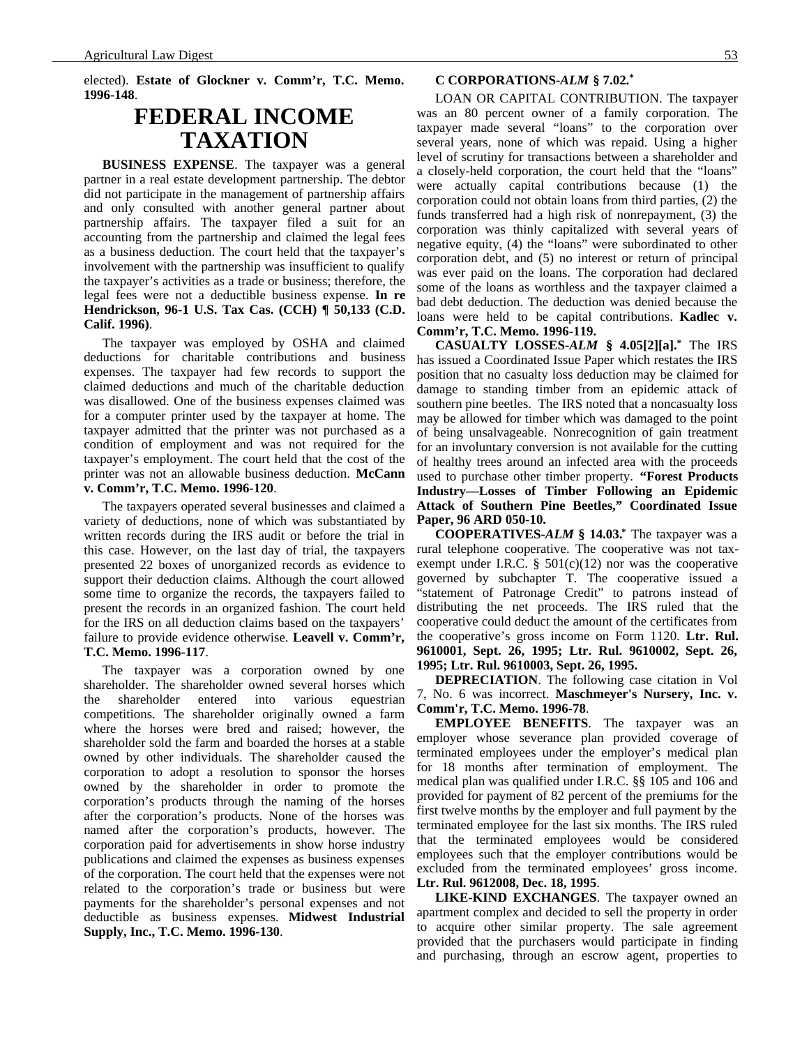elected). **Estate of Glockner v. Comm'r, T.C. Memo. 1996-148**.

# FEDERAL INCOME TAXATION

**BUSINESS EXPENSE**. The taxpayer was a general partner in a real estate development partnership. The debtor did not participate in the management of partnership affairs and only consulted with another general partner about partnership affairs. The taxpayer filed a suit for an accounting from the partnership and claimed the legal fees as a business deduction. The court held that the taxpayer's involvement with the partnership was insufficient to qualify the taxpayer's activities as a trade or business; therefore, the legal fees were not a deductible business expense. **In re Hendrickson, 96-1 U.S. Tax Cas. (CCH) ¶ 50,133 (C.D. Calif. 1996)**.

The taxpayer was employed by OSHA and claimed deductions for charitable contributions and business expenses. The taxpayer had few records to support the claimed deductions and much of the charitable deduction was disallowed. One of the business expenses claimed was for a computer printer used by the taxpayer at home. The taxpayer admitted that the printer was not purchased as a condition of employment and was not required for the taxpayer's employment. The court held that the cost of the printer was not an allowable business deduction. **McCann v. Comm'r, T.C. Memo. 1996-120**.

The taxpayers operated several businesses and claimed a variety of deductions, none of which was substantiated by written records during the IRS audit or before the trial in this case. However, on the last day of trial, the taxpayers presented 22 boxes of unorganized records as evidence to support their deduction claims. Although the court allowed some time to organize the records, the taxpayers failed to present the records in an organized fashion. The court held for the IRS on all deduction claims based on the taxpayers' failure to provide evidence otherwise. **Leavell v. Comm'r, T.C. Memo. 1996-117**.

The taxpayer was a corporation owned by one shareholder. The shareholder owned several horses which the shareholder entered into various equestrian competitions. The shareholder originally owned a farm where the horses were bred and raised; however, the shareholder sold the farm and boarded the horses at a stable owned by other individuals. The shareholder caused the corporation to adopt a resolution to sponsor the horses owned by the shareholder in order to promote the corporation's products through the naming of the horses after the corporation's products. None of the horses was named after the corporation's products, however. The corporation paid for advertisements in show horse industry publications and claimed the expenses as business expenses of the corporation. The court held that the expenses were not related to the corporation's trade or business but were payments for the shareholder's personal expenses and not deductible as business expenses. **Midwest Industrial Supply, Inc., T.C. Memo. 1996-130**.

**C CORPORATIONS-*ALM* § 7.02.***

LOAN OR CAPITAL CONTRIBUTION. The taxpayer was an 80 percent owner of a family corporation. The taxpayer made several "loans" to the corporation over several years, none of which was repaid. Using a higher level of scrutiny for transactions between a shareholder and a closely-held corporation, the court held that the "loans" were actually capital contributions because (1) the corporation could not obtain loans from third parties, (2) the funds transferred had a high risk of nonrepayment, (3) the corporation was thinly capitalized with several years of negative equity, (4) the "loans" were subordinated to other corporation debt, and (5) no interest or return of principal was ever paid on the loans. The corporation had declared some of the loans as worthless and the taxpayer claimed a bad debt deduction. The deduction was denied because the loans were held to be capital contributions. **Kadlec v. Comm'r, T.C. Memo. 1996-119.**

**CASUALTY LOSSES-*ALM* § 4.05[2][a].*** The IRS has issued a Coordinated Issue Paper which restates the IRS position that no casualty loss deduction may be claimed for damage to standing timber from an epidemic attack of southern pine beetles. The IRS noted that a noncasualty loss may be allowed for timber which was damaged to the point of being unsalvageable. Nonrecognition of gain treatment for an involuntary conversion is not available for the cutting of healthy trees around an infected area with the proceeds used to purchase other timber property. **"Forest Products Industry—Losses of Timber Following an Epidemic Attack of Southern Pine Beetles," Coordinated Issue Paper, 96 ARD 050-10.**

**COOPERATIVES-*ALM* § 14.03.*** The taxpayer was a rural telephone cooperative. The cooperative was not tax-exempt under I.R.C. § 501(c)(12) nor was the cooperative governed by subchapter T. The cooperative issued a "statement of Patronage Credit" to patrons instead of distributing the net proceeds. The IRS ruled that the cooperative could deduct the amount of the certificates from the cooperative's gross income on Form 1120. **Ltr. Rul. 9610001, Sept. 26, 1995; Ltr. Rul. 9610002, Sept. 26, 1995; Ltr. Rul. 9610003, Sept. 26, 1995.**

**DEPRECIATION**. The following case citation in Vol 7, No. 6 was incorrect. **Maschmeyer's Nursery, Inc. v. Comm'r, T.C. Memo. 1996-78**.

**EMPLOYEE BENEFITS**. The taxpayer was an employer whose severance plan provided coverage of terminated employees under the employer's medical plan for 18 months after termination of employment. The medical plan was qualified under I.R.C. §§ 105 and 106 and provided for payment of 82 percent of the premiums for the first twelve months by the employer and full payment by the terminated employee for the last six months. The IRS ruled that the terminated employees would be considered employees such that the employer contributions would be excluded from the terminated employees' gross income. **Ltr. Rul. 9612008, Dec. 18, 1995**.

**LIKE-KIND EXCHANGES**. The taxpayer owned an apartment complex and decided to sell the property in order to acquire other similar property. The sale agreement provided that the purchasers would participate in finding and purchasing, through an escrow agent, properties to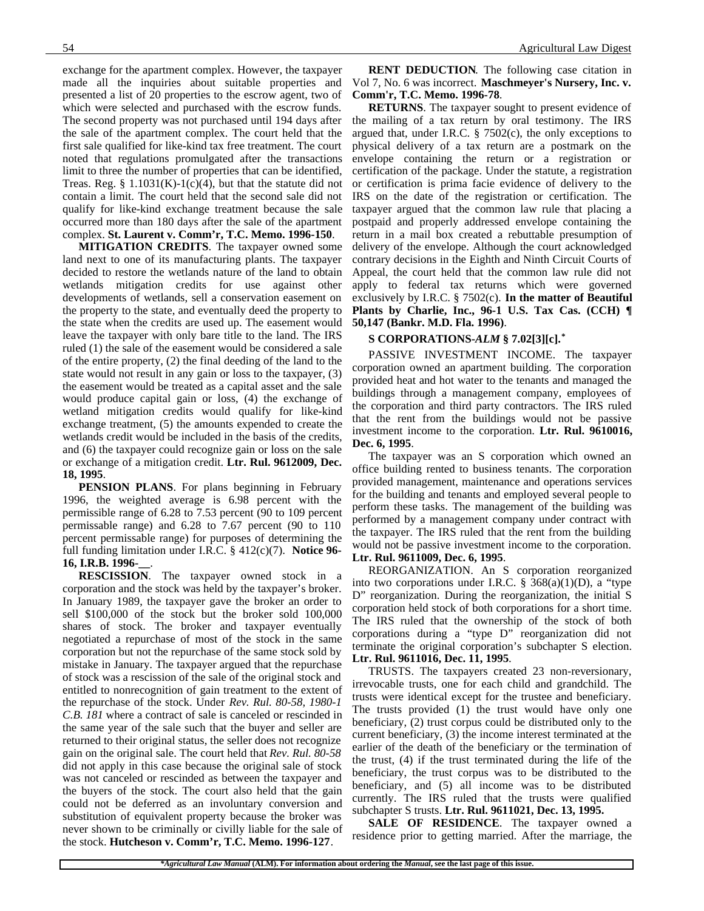exchange for the apartment complex. However, the taxpayer made all the inquiries about suitable properties and presented a list of 20 properties to the escrow agent, two of which were selected and purchased with the escrow funds. The second property was not purchased until 194 days after the sale of the apartment complex. The court held that the first sale qualified for like-kind tax free treatment. The court noted that regulations promulgated after the transactions limit to three the number of properties that can be identified, Treas. Reg. § 1.1031(K)-1(c)(4), but that the statute did not contain a limit. The court held that the second sale did not qualify for like-kind exchange treatment because the sale occurred more than 180 days after the sale of the apartment complex. **St. Laurent v. Comm'r, T.C. Memo. 1996-150**.

**MITIGATION CREDITS**. The taxpayer owned some land next to one of its manufacturing plants. The taxpayer decided to restore the wetlands nature of the land to obtain wetlands mitigation credits for use against other developments of wetlands, sell a conservation easement on the property to the state, and eventually deed the property to the state when the credits are used up. The easement would leave the taxpayer with only bare title to the land. The IRS ruled (1) the sale of the easement would be considered a sale of the entire property, (2) the final deeding of the land to the state would not result in any gain or loss to the taxpayer, (3) the easement would be treated as a capital asset and the sale would produce capital gain or loss, (4) the exchange of wetland mitigation credits would qualify for like-kind exchange treatment, (5) the amounts expended to create the wetlands credit would be included in the basis of the credits, and (6) the taxpayer could recognize gain or loss on the sale or exchange of a mitigation credit. **Ltr. Rul. 9612009, Dec. 18, 1995**.

**PENSION PLANS**. For plans beginning in February 1996, the weighted average is 6.98 percent with the permissible range of 6.28 to 7.53 percent (90 to 109 percent permissable range) and 6.28 to 7.67 percent (90 to 110 percent permissable range) for purposes of determining the full funding limitation under I.R.C. § 412(c)(7). **Notice 96-16, I.R.B. 1996-__**.

**RESCISSION**. The taxpayer owned stock in a corporation and the stock was held by the taxpayer's broker. In January 1989, the taxpayer gave the broker an order to sell $100,000 of the stock but the broker sold 100,000 shares of stock. The broker and taxpayer eventually negotiated a repurchase of most of the stock in the same corporation but not the repurchase of the same stock sold by mistake in January. The taxpayer argued that the repurchase of stock was a rescission of the sale of the original stock and entitled to nonrecognition of gain treatment to the extent of the repurchase of the stock. Under *Rev. Rul. 80-58, 1980-1 C.B. 181* where a contract of sale is canceled or rescinded in the same year of the sale such that the buyer and seller are returned to their original status, the seller does not recognize gain on the original sale. The court held that *Rev. Rul. 80-58* did not apply in this case because the original sale of stock was not canceled or rescinded as between the taxpayer and the buyers of the stock. The court also held that the gain could not be deferred as an involuntary conversion and substitution of equivalent property because the broker was never shown to be criminally or civilly liable for the sale of the stock. **Hutcheson v. Comm'r, T.C. Memo. 1996-127**.

**RENT DEDUCTION**. The following case citation in Vol 7, No. 6 was incorrect. **Maschmeyer's Nursery, Inc. v. Comm'r, T.C. Memo. 1996-78**.

**RETURNS**. The taxpayer sought to present evidence of the mailing of a tax return by oral testimony. The IRS argued that, under I.R.C. § 7502(c), the only exceptions to physical delivery of a tax return are a postmark on the envelope containing the return or a registration or certification of the package. Under the statute, a registration or certification is prima facie evidence of delivery to the IRS on the date of the registration or certification. The taxpayer argued that the common law rule that placing a postpaid and properly addressed envelope containing the return in a mail box created a rebuttable presumption of delivery of the envelope. Although the court acknowledged contrary decisions in the Eighth and Ninth Circuit Courts of Appeal, the court held that the common law rule did not apply to federal tax returns which were governed exclusively by I.R.C. § 7502(c). **In the matter of Beautiful Plants by Charlie, Inc., 96-1 U.S. Tax Cas. (CCH) ¶ 50,147 (Bankr. M.D. Fla. 1996)**.

### S CORPORATIONS-*ALM* § 7.02[3][c].*

PASSIVE INVESTMENT INCOME. The taxpayer corporation owned an apartment building. The corporation provided heat and hot water to the tenants and managed the buildings through a management company, employees of the corporation and third party contractors. The IRS ruled that the rent from the buildings would not be passive investment income to the corporation. **Ltr. Rul. 9610016, Dec. 6, 1995**.

The taxpayer was an S corporation which owned an office building rented to business tenants. The corporation provided management, maintenance and operations services for the building and tenants and employed several people to perform these tasks. The management of the building was performed by a management company under contract with the taxpayer. The IRS ruled that the rent from the building would not be passive investment income to the corporation. **Ltr. Rul. 9611009, Dec. 6, 1995**.

REORGANIZATION. An S corporation reorganized into two corporations under I.R.C. § 368(a)(1)(D), a "type D" reorganization. During the reorganization, the initial S corporation held stock of both corporations for a short time. The IRS ruled that the ownership of the stock of both corporations during a "type D" reorganization did not terminate the original corporation's subchapter S election. **Ltr. Rul. 9611016, Dec. 11, 1995**.

TRUSTS. The taxpayers created 23 non-reversionary, irrevocable trusts, one for each child and grandchild. The trusts were identical except for the trustee and beneficiary. The trusts provided (1) the trust would have only one beneficiary, (2) trust corpus could be distributed only to the current beneficiary, (3) the income interest terminated at the earlier of the death of the beneficiary or the termination of the trust, (4) if the trust terminated during the life of the beneficiary, the trust corpus was to be distributed to the beneficiary, and (5) all income was to be distributed currently. The IRS ruled that the trusts were qualified subchapter S trusts. **Ltr. Rul. 9611021, Dec. 13, 1995.**

**SALE OF RESIDENCE**. The taxpayer owned a residence prior to getting married. After the marriage, the

**\****Agricultural Law Manual* **(ALM). For information about ordering the** *Manual***, see the last page of this issue.**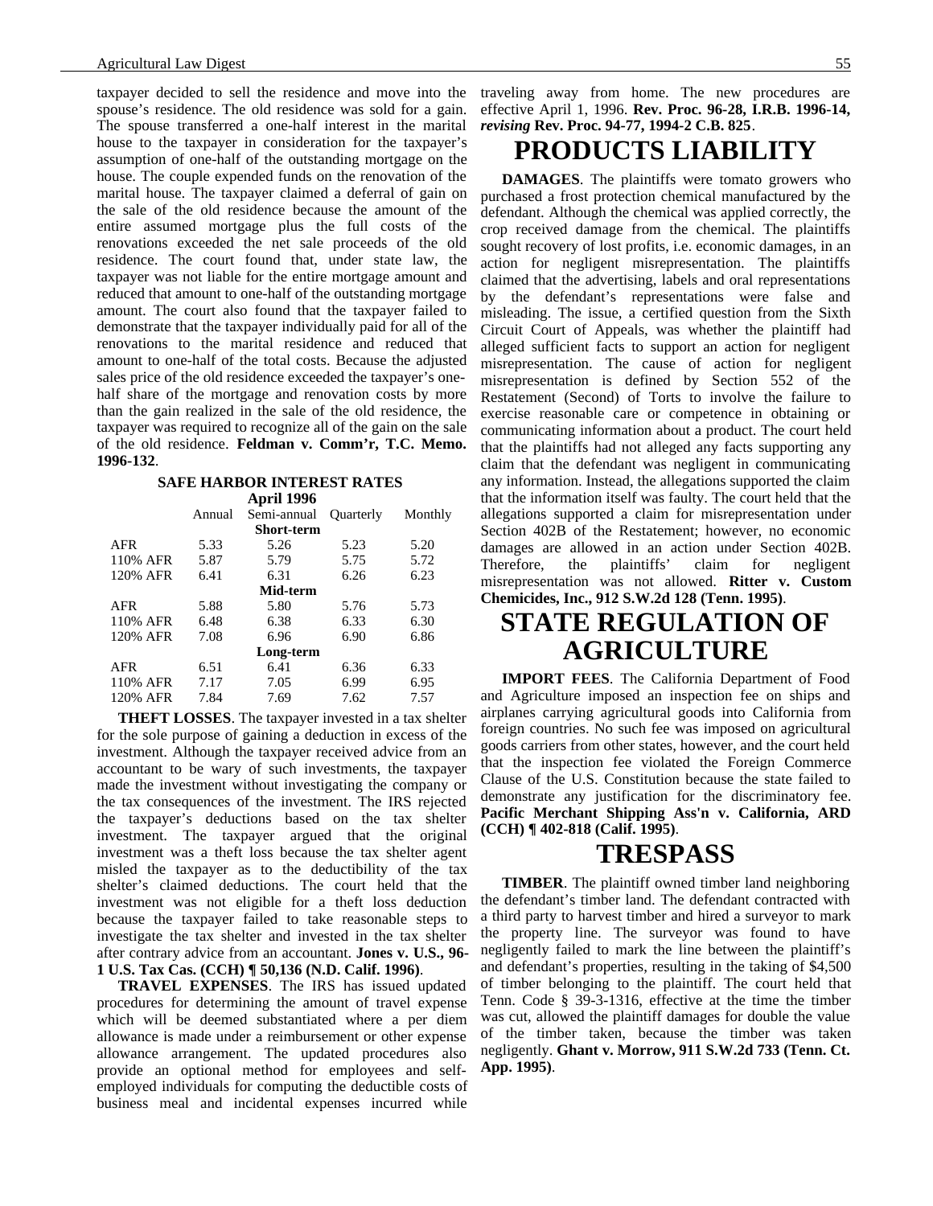taxpayer decided to sell the residence and move into the spouse's residence. The old residence was sold for a gain. The spouse transferred a one-half interest in the marital house to the taxpayer in consideration for the taxpayer's assumption of one-half of the outstanding mortgage on the house. The couple expended funds on the renovation of the marital house. The taxpayer claimed a deferral of gain on the sale of the old residence because the amount of the entire assumed mortgage plus the full costs of the renovations exceeded the net sale proceeds of the old residence. The court found that, under state law, the taxpayer was not liable for the entire mortgage amount and reduced that amount to one-half of the outstanding mortgage amount. The court also found that the taxpayer failed to demonstrate that the taxpayer individually paid for all of the renovations to the marital residence and reduced that amount to one-half of the total costs. Because the adjusted sales price of the old residence exceeded the taxpayer's one-half share of the mortgage and renovation costs by more than the gain realized in the sale of the old residence, the taxpayer was required to recognize all of the gain on the sale of the old residence. **Feldman v. Comm'r, T.C. Memo. 1996-132**.

**SAFE HARBOR INTEREST RATES**
**April 1996**

| | Annual | Semi-annual | Quarterly | Monthly |
|---|---|---|---|---|
| | | **Short-term** | | |
| AFR | 5.33 | 5.26 | 5.23 | 5.20 |
| 110% AFR | 5.87 | 5.79 | 5.75 | 5.72 |
| 120% AFR | 6.41 | 6.31 | 6.26 | 6.23 |
| | | **Mid-term** | | |
| AFR | 5.88 | 5.80 | 5.76 | 5.73 |
| 110% AFR | 6.48 | 6.38 | 6.33 | 6.30 |
| 120% AFR | 7.08 | 6.96 | 6.90 | 6.86 |
| | | **Long-term** | | |
| AFR | 6.51 | 6.41 | 6.36 | 6.33 |
| 110% AFR | 7.17 | 7.05 | 6.99 | 6.95 |
| 120% AFR | 7.84 | 7.69 | 7.62 | 7.57 |

**THEFT LOSSES**. The taxpayer invested in a tax shelter for the sole purpose of gaining a deduction in excess of the investment. Although the taxpayer received advice from an accountant to be wary of such investments, the taxpayer made the investment without investigating the company or the tax consequences of the investment. The IRS rejected the taxpayer's deductions based on the tax shelter investment. The taxpayer argued that the original investment was a theft loss because the tax shelter agent misled the taxpayer as to the deductibility of the tax shelter's claimed deductions. The court held that the investment was not eligible for a theft loss deduction because the taxpayer failed to take reasonable steps to investigate the tax shelter and invested in the tax shelter after contrary advice from an accountant. **Jones v. U.S., 96-1 U.S. Tax Cas. (CCH) ¶ 50,136 (N.D. Calif. 1996)**.

**TRAVEL EXPENSES**. The IRS has issued updated procedures for determining the amount of travel expense which will be deemed substantiated where a per diem allowance is made under a reimbursement or other expense allowance arrangement. The updated procedures also provide an optional method for employees and self-employed individuals for computing the deductible costs of business meal and incidental expenses incurred while traveling away from home. The new procedures are effective April 1, 1996. **Rev. Proc. 96-28, I.R.B. 1996-14,** ***revising*** **Rev. Proc. 94-77, 1994-2 C.B. 825**.

# PRODUCTS LIABILITY

**DAMAGES**. The plaintiffs were tomato growers who purchased a frost protection chemical manufactured by the defendant. Although the chemical was applied correctly, the crop received damage from the chemical. The plaintiffs sought recovery of lost profits, i.e. economic damages, in an action for negligent misrepresentation. The plaintiffs claimed that the advertising, labels and oral representations by the defendant's representations were false and misleading. The issue, a certified question from the Sixth Circuit Court of Appeals, was whether the plaintiff had alleged sufficient facts to support an action for negligent misrepresentation. The cause of action for negligent misrepresentation is defined by Section 552 of the Restatement (Second) of Torts to involve the failure to exercise reasonable care or competence in obtaining or communicating information about a product. The court held that the plaintiffs had not alleged any facts supporting any claim that the defendant was negligent in communicating any information. Instead, the allegations supported the claim that the information itself was faulty. The court held that the allegations supported a claim for misrepresentation under Section 402B of the Restatement; however, no economic damages are allowed in an action under Section 402B. Therefore, the plaintiffs' claim for negligent misrepresentation was not allowed. **Ritter v. Custom Chemicides, Inc., 912 S.W.2d 128 (Tenn. 1995)**.

# STATE REGULATION OF AGRICULTURE

**IMPORT FEES**. The California Department of Food and Agriculture imposed an inspection fee on ships and airplanes carrying agricultural goods into California from foreign countries. No such fee was imposed on agricultural goods carriers from other states, however, and the court held that the inspection fee violated the Foreign Commerce Clause of the U.S. Constitution because the state failed to demonstrate any justification for the discriminatory fee. **Pacific Merchant Shipping Ass'n v. California, ARD (CCH) ¶ 402-818 (Calif. 1995)**.

# TRESPASS

**TIMBER**. The plaintiff owned timber land neighboring the defendant's timber land. The defendant contracted with a third party to harvest timber and hired a surveyor to mark the property line. The surveyor was found to have negligently failed to mark the line between the plaintiff's and defendant's properties, resulting in the taking of $4,500 of timber belonging to the plaintiff. The court held that Tenn. Code § 39-3-1316, effective at the time the timber was cut, allowed the plaintiff damages for double the value of the timber taken, because the timber was taken negligently. **Ghant v. Morrow, 911 S.W.2d 733 (Tenn. Ct. App. 1995)**.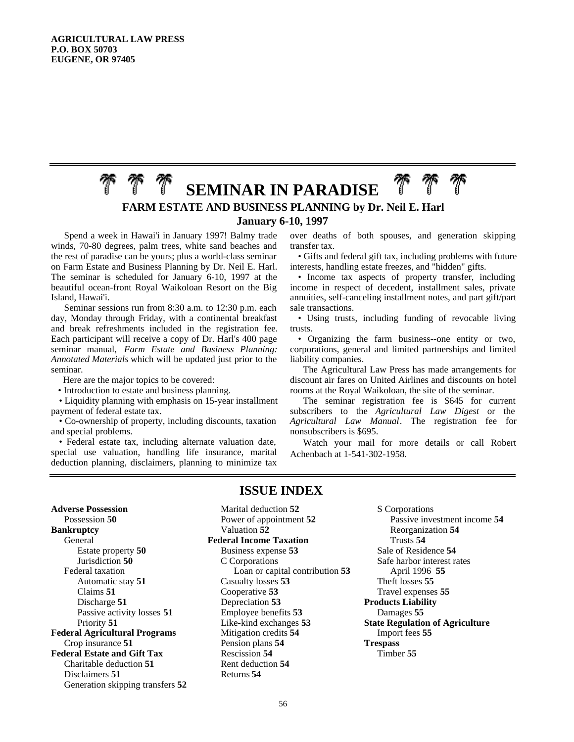**AGRICULTURAL LAW PRESS**
**P.O. BOX 50703**
**EUGENE, OR 97405**

# SEMINAR IN PARADISE

## FARM ESTATE AND BUSINESS PLANNING by Dr. Neil E. Harl

### January 6-10, 1997

Spend a week in Hawai'i in January 1997! Balmy trade winds, 70-80 degrees, palm trees, white sand beaches and the rest of paradise can be yours; plus a world-class seminar on Farm Estate and Business Planning by Dr. Neil E. Harl. The seminar is scheduled for January 6-10, 1997 at the beautiful ocean-front Royal Waikoloan Resort on the Big Island, Hawai'i.

Seminar sessions run from 8:30 a.m. to 12:30 p.m. each day, Monday through Friday, with a continental breakfast and break refreshments included in the registration fee. Each participant will receive a copy of Dr. Harl's 400 page seminar manual, *Farm Estate and Business Planning: Annotated Materials* which will be updated just prior to the seminar.

Here are the major topics to be covered:

• Introduction to estate and business planning.

• Liquidity planning with emphasis on 15-year installment payment of federal estate tax.

• Co-ownership of property, including discounts, taxation and special problems.

• Federal estate tax, including alternate valuation date, special use valuation, handling life insurance, marital deduction planning, disclaimers, planning to minimize tax over deaths of both spouses, and generation skipping transfer tax.

• Gifts and federal gift tax, including problems with future interests, handling estate freezes, and "hidden" gifts.

• Income tax aspects of property transfer, including income in respect of decedent, installment sales, private annuities, self-canceling installment notes, and part gift/part sale transactions.

• Using trusts, including funding of revocable living trusts.

• Organizing the farm business--one entity or two, corporations, general and limited partnerships and limited liability companies.

The Agricultural Law Press has made arrangements for discount air fares on United Airlines and discounts on hotel rooms at the Royal Waikoloan, the site of the seminar.

The seminar registration fee is $645 for current subscribers to the *Agricultural Law Digest* or the *Agricultural Law Manual*. The registration fee for nonsubscribers is $695.

Watch your mail for more details or call Robert Achenbach at 1-541-302-1958.

## ISSUE INDEX

**Adverse Possession**
- Possession **50**

**Bankruptcy**
- General
  - Estate property **50**
  - Jurisdiction **50**
- Federal taxation
  - Automatic stay **51**
  - Claims **51**
  - Discharge **51**
  - Passive activity losses **51**
  - Priority **51**

**Federal Agricultural Programs**
- Crop insurance **51**

**Federal Estate and Gift Tax**
- Charitable deduction **51**
- Disclaimers **51**
- Generation skipping transfers **52**
- Marital deduction **52**
- Power of appointment **52**
- Valuation **52**

**Federal Income Taxation**
- Business expense **53**
- C Corporations
  - Loan or capital contribution **53**
- Casualty losses **53**
- Cooperative **53**
- Depreciation **53**
- Employee benefits **53**
- Like-kind exchanges **53**
- Mitigation credits **54**
- Pension plans **54**
- Rescission **54**
- Rent deduction **54**
- Returns **54**
- S Corporations
  - Passive investment income **54**
  - Reorganization **54**
  - Trusts **54**
- Sale of Residence **54**
- Safe harbor interest rates
  - April 1996 **55**
- Theft losses **55**
- Travel expenses **55**

**Products Liability**
- Damages **55**

**State Regulation of Agriculture**
- Import fees **55**

**Trespass**
- Timber **55**